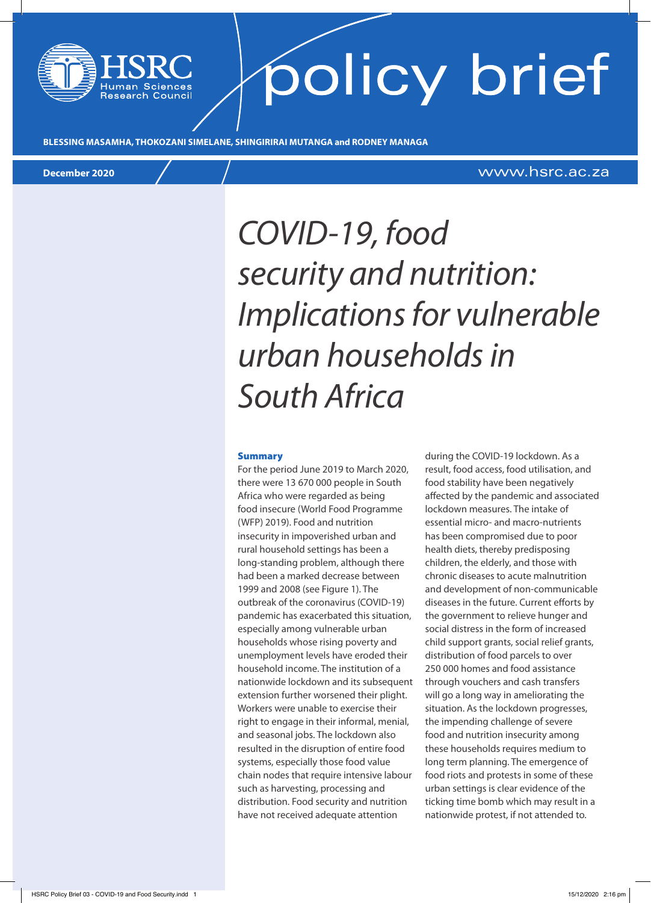HSRC Human Sciences Research Council

policy brief

BLESSING MASAMHA, THOKOZANI SIMELANE, SHINGIRIRAI MUTANGA and RODNEY MANAGA

December 2020

www.hsrc.ac.za

# *COVID-19, food security and nutrition: Implications for vulnerable urban households in South Africa*

## Summary

For the period June 2019 to March 2020, there were 13 670 000 people in South Africa who were regarded as being food insecure (World Food Programme (WFP) 2019). Food and nutrition insecurity in impoverished urban and rural household settings has been a long-standing problem, although there had been a marked decrease between 1999 and 2008 (see Figure 1). The outbreak of the coronavirus (COVID-19) pandemic has exacerbated this situation, especially among vulnerable urban households whose rising poverty and unemployment levels have eroded their household income. The institution of a nationwide lockdown and its subsequent extension further worsened their plight. Workers were unable to exercise their right to engage in their informal, menial, and seasonal jobs. The lockdown also resulted in the disruption of entire food systems, especially those food value chain nodes that require intensive labour such as harvesting, processing and distribution. Food security and nutrition have not received adequate attention during the COVID-19 lockdown. As a result, food access, food utilisation, and food stability have been negatively affected by the pandemic and associated lockdown measures. The intake of essential micro- and macro-nutrients has been compromised due to poor health diets, thereby predisposing children, the elderly, and those with chronic diseases to acute malnutrition and development of non-communicable diseases in the future. Current efforts by the government to relieve hunger and social distress in the form of increased child support grants, social relief grants, distribution of food parcels to over 250 000 homes and food assistance through vouchers and cash transfers will go a long way in ameliorating the situation. As the lockdown progresses, the impending challenge of severe food and nutrition insecurity among these households requires medium to long term planning. The emergence of food riots and protests in some of these urban settings is clear evidence of the ticking time bomb which may result in a nationwide protest, if not attended to.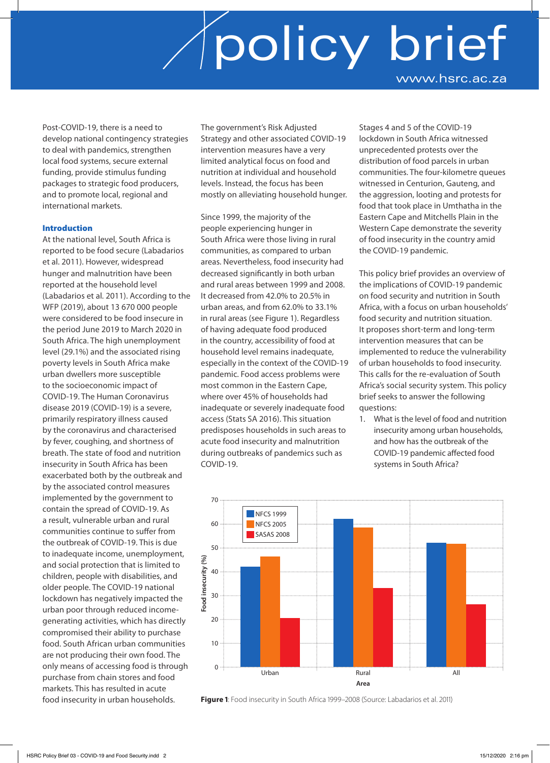Post-COVID-19, there is a need to develop national contingency strategies to deal with pandemics, strengthen local food systems, secure external funding, provide stimulus funding packages to strategic food producers, and to promote local, regional and international markets.

## Introduction

At the national level, South Africa is reported to be food secure (Labadarios et al. 2011). However, widespread hunger and malnutrition have been reported at the household level (Labadarios et al. 2011). According to the WFP (2019), about 13 670 000 people were considered to be food insecure in the period June 2019 to March 2020 in South Africa. The high unemployment level (29.1%) and the associated rising poverty levels in South Africa make urban dwellers more susceptible to the socioeconomic impact of COVID-19. The Human Coronavirus disease 2019 (COVID-19) is a severe, primarily respiratory illness caused by the coronavirus and characterised by fever, coughing, and shortness of breath. The state of food and nutrition insecurity in South Africa has been exacerbated both by the outbreak and by the associated control measures implemented by the government to contain the spread of COVID-19. As a result, vulnerable urban and rural communities continue to suffer from the outbreak of COVID-19. This is due to inadequate income, unemployment, and social protection that is limited to children, people with disabilities, and older people. The COVID-19 national lockdown has negatively impacted the urban poor through reduced income-generating activities, which has directly compromised their ability to purchase food. South African urban communities are not producing their own food. The only means of accessing food is through purchase from chain stores and food markets. This has resulted in acute food insecurity in urban households.

The government's Risk Adjusted Strategy and other associated COVID-19 intervention measures have a very limited analytical focus on food and nutrition at individual and household levels. Instead, the focus has been mostly on alleviating household hunger.

Since 1999, the majority of the people experiencing hunger in South Africa were those living in rural communities, as compared to urban areas. Nevertheless, food insecurity had decreased significantly in both urban and rural areas between 1999 and 2008. It decreased from 42.0% to 20.5% in urban areas, and from 62.0% to 33.1% in rural areas (see Figure 1). Regardless of having adequate food produced in the country, accessibility of food at household level remains inadequate, especially in the context of the COVID-19 pandemic. Food access problems were most common in the Eastern Cape, where over 45% of households had inadequate or severely inadequate food access (Stats SA 2016). This situation predisposes households in such areas to acute food insecurity and malnutrition during outbreaks of pandemics such as COVID-19.

Stages 4 and 5 of the COVID-19 lockdown in South Africa witnessed unprecedented protests over the distribution of food parcels in urban communities. The four-kilometre queues witnessed in Centurion, Gauteng, and the aggression, looting and protests for food that took place in Umthatha in the Eastern Cape and Mitchells Plain in the Western Cape demonstrate the severity of food insecurity in the country amid the COVID-19 pandemic.

This policy brief provides an overview of the implications of COVID-19 pandemic on food security and nutrition in South Africa, with a focus on urban households' food security and nutrition situation. It proposes short-term and long-term intervention measures that can be implemented to reduce the vulnerability of urban households to food insecurity. This calls for the re-evaluation of South Africa's social security system. This policy brief seeks to answer the following questions:

1. What is the level of food and nutrition insecurity among urban households, and how has the outbreak of the COVID-19 pandemic affected food systems in South Africa?

| Area | NFCS 1999 | NFCS 2005 | SASAS 2008 |
|---|---|---|---|
| Urban | 42 | 46.5 | 20.5 |
| Rural | 62 | 58.5 | 33.1 |
| All | 52 | 51.5 | 26.5 |

**Figure 1**: Food insecurity in South Africa 1999–2008 (Source: Labadarios et al. 2011)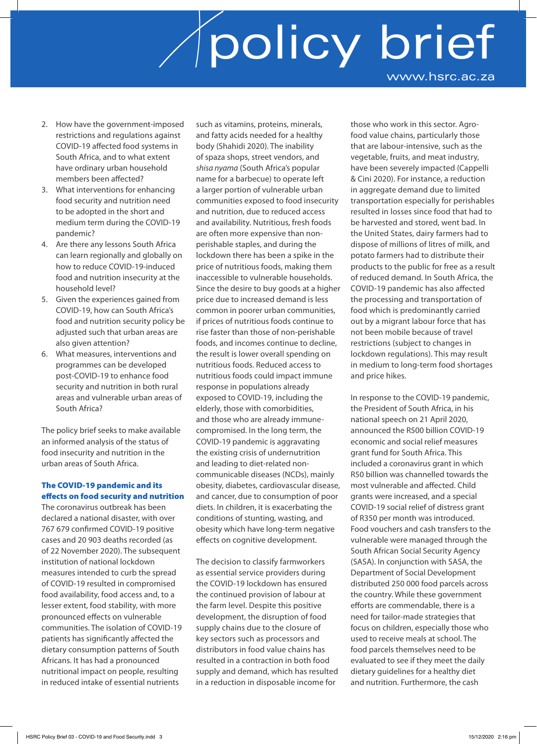2. How have the government-imposed restrictions and regulations against COVID-19 affected food systems in South Africa, and to what extent have ordinary urban household members been affected?
3. What interventions for enhancing food security and nutrition need to be adopted in the short and medium term during the COVID-19 pandemic?
4. Are there any lessons South Africa can learn regionally and globally on how to reduce COVID-19-induced food and nutrition insecurity at the household level?
5. Given the experiences gained from COVID-19, how can South Africa's food and nutrition security policy be adjusted such that urban areas are also given attention?
6. What measures, interventions and programmes can be developed post-COVID-19 to enhance food security and nutrition in both rural areas and vulnerable urban areas of South Africa?

The policy brief seeks to make available an informed analysis of the status of food insecurity and nutrition in the urban areas of South Africa.

## The COVID-19 pandemic and its effects on food security and nutrition

The coronavirus outbreak has been declared a national disaster, with over 767 679 confirmed COVID-19 positive cases and 20 903 deaths recorded (as of 22 November 2020). The subsequent institution of national lockdown measures intended to curb the spread of COVID-19 resulted in compromised food availability, food access and, to a lesser extent, food stability, with more pronounced effects on vulnerable communities. The isolation of COVID-19 patients has significantly affected the dietary consumption patterns of South Africans. It has had a pronounced nutritional impact on people, resulting in reduced intake of essential nutrients such as vitamins, proteins, minerals, and fatty acids needed for a healthy body (Shahidi 2020). The inability of spaza shops, street vendors, and *shisa nyama* (South Africa's popular name for a barbecue) to operate left a larger portion of vulnerable urban communities exposed to food insecurity and nutrition, due to reduced access and availability. Nutritious, fresh foods are often more expensive than non-perishable staples, and during the lockdown there has been a spike in the price of nutritious foods, making them inaccessible to vulnerable households. Since the desire to buy goods at a higher price due to increased demand is less common in poorer urban communities, if prices of nutritious foods continue to rise faster than those of non-perishable foods, and incomes continue to decline, the result is lower overall spending on nutritious foods. Reduced access to nutritious foods could impact immune response in populations already exposed to COVID-19, including the elderly, those with comorbidities, and those who are already immune-compromised. In the long term, the COVID-19 pandemic is aggravating the existing crisis of undernutrition and leading to diet-related non-communicable diseases (NCDs), mainly obesity, diabetes, cardiovascular disease, and cancer, due to consumption of poor diets. In children, it is exacerbating the conditions of stunting, wasting, and obesity which have long-term negative effects on cognitive development.

The decision to classify farmworkers as essential service providers during the COVID-19 lockdown has ensured the continued provision of labour at the farm level. Despite this positive development, the disruption of food supply chains due to the closure of key sectors such as processors and distributors in food value chains has resulted in a contraction in both food supply and demand, which has resulted in a reduction in disposable income for those who work in this sector. Agro-food value chains, particularly those that are labour-intensive, such as the vegetable, fruits, and meat industry, have been severely impacted (Cappelli & Cini 2020). For instance, a reduction in aggregate demand due to limited transportation especially for perishables resulted in losses since food that had to be harvested and stored, went bad. In the United States, dairy farmers had to dispose of millions of litres of milk, and potato farmers had to distribute their products to the public for free as a result of reduced demand. In South Africa, the COVID-19 pandemic has also affected the processing and transportation of food which is predominantly carried out by a migrant labour force that has not been mobile because of travel restrictions (subject to changes in lockdown regulations). This may result in medium to long-term food shortages and price hikes.

In response to the COVID-19 pandemic, the President of South Africa, in his national speech on 21 April 2020, announced the R500 billion COVID-19 economic and social relief measures grant fund for South Africa. This included a coronavirus grant in which R50 billion was channelled towards the most vulnerable and affected. Child grants were increased, and a special COVID-19 social relief of distress grant of R350 per month was introduced. Food vouchers and cash transfers to the vulnerable were managed through the South African Social Security Agency (SASA). In conjunction with SASA, the Department of Social Development distributed 250 000 food parcels across the country. While these government efforts are commendable, there is a need for tailor-made strategies that focus on children, especially those who used to receive meals at school. The food parcels themselves need to be evaluated to see if they meet the daily dietary guidelines for a healthy diet and nutrition. Furthermore, the cash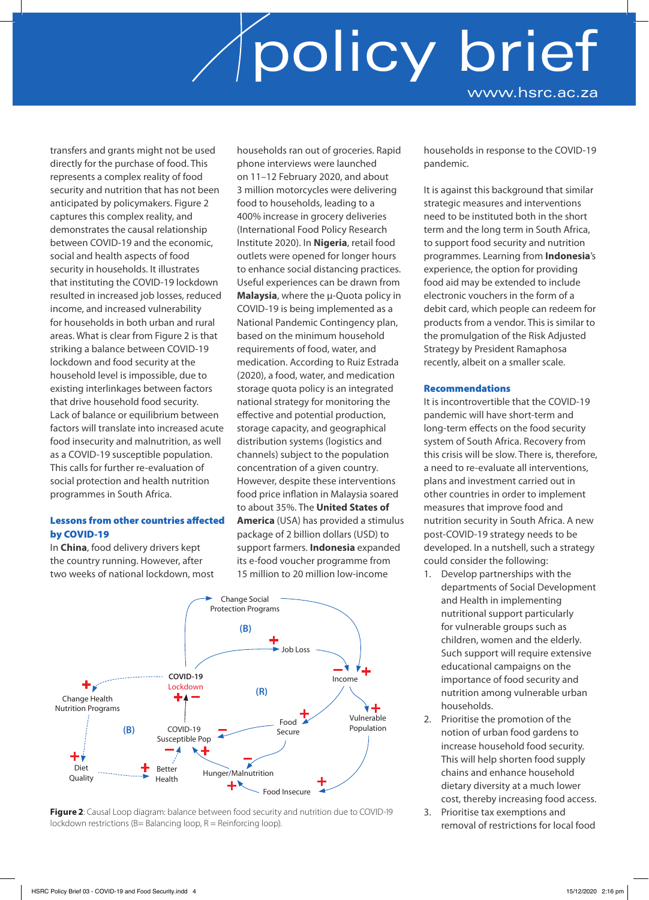transfers and grants might not be used directly for the purchase of food. This represents a complex reality of food security and nutrition that has not been anticipated by policymakers. Figure 2 captures this complex reality, and demonstrates the causal relationship between COVID-19 and the economic, social and health aspects of food security in households. It illustrates that instituting the COVID-19 lockdown resulted in increased job losses, reduced income, and increased vulnerability for households in both urban and rural areas. What is clear from Figure 2 is that striking a balance between COVID-19 lockdown and food security at the household level is impossible, due to existing interlinkages between factors that drive household food security. Lack of balance or equilibrium between factors will translate into increased acute food insecurity and malnutrition, as well as a COVID-19 susceptible population. This calls for further re-evaluation of social protection and health nutrition programmes in South Africa.

### Lessons from other countries affected by COVID-19

In **China**, food delivery drivers kept the country running. However, after two weeks of national lockdown, most households ran out of groceries. Rapid phone interviews were launched on 11–12 February 2020, and about 3 million motorcycles were delivering food to households, leading to a 400% increase in grocery deliveries (International Food Policy Research Institute 2020). In **Nigeria**, retail food outlets were opened for longer hours to enhance social distancing practices. Useful experiences can be drawn from **Malaysia**, where the µ-Quota policy in COVID-19 is being implemented as a National Pandemic Contingency plan, based on the minimum household requirements of food, water, and medication. According to Ruiz Estrada (2020), a food, water, and medication storage quota policy is an integrated national strategy for monitoring the effective and potential production, storage capacity, and geographical distribution systems (logistics and channels) subject to the population concentration of a given country. However, despite these interventions food price inflation in Malaysia soared to about 35%. The **United States of America** (USA) has provided a stimulus package of 2 billion dollars (USD) to support farmers. **Indonesia** expanded its e-food voucher programme from 15 million to 20 million low-income households in response to the COVID-19 pandemic.

It is against this background that similar strategic measures and interventions need to be instituted both in the short term and the long term in South Africa, to support food security and nutrition programmes. Learning from **Indonesia**'s experience, the option for providing food aid may be extended to include electronic vouchers in the form of a debit card, which people can redeem for products from a vendor. This is similar to the promulgation of the Risk Adjusted Strategy by President Ramaphosa recently, albeit on a smaller scale.

### Recommendations

It is incontrovertible that the COVID-19 pandemic will have short-term and long-term effects on the food security system of South Africa. Recovery from this crisis will be slow. There is, therefore, a need to re-evaluate all interventions, plans and investment carried out in other countries in order to implement measures that improve food and nutrition security in South Africa. A new post-COVID-19 strategy needs to be developed. In a nutshell, such a strategy could consider the following:

1. Develop partnerships with the departments of Social Development and Health in implementing nutritional support particularly for vulnerable groups such as children, women and the elderly. Such support will require extensive educational campaigns on the importance of food security and nutrition among vulnerable urban households.
2. Prioritise the promotion of the notion of urban food gardens to increase household food security. This will help shorten food supply chains and enhance household dietary diversity at a much lower cost, thereby increasing food access.
3. Prioritise tax exemptions and removal of restrictions for local food

**Figure 2**: Causal Loop diagram: balance between food security and nutrition due to COVID-19 lockdown restrictions (B= Balancing loop, R = Reinforcing loop).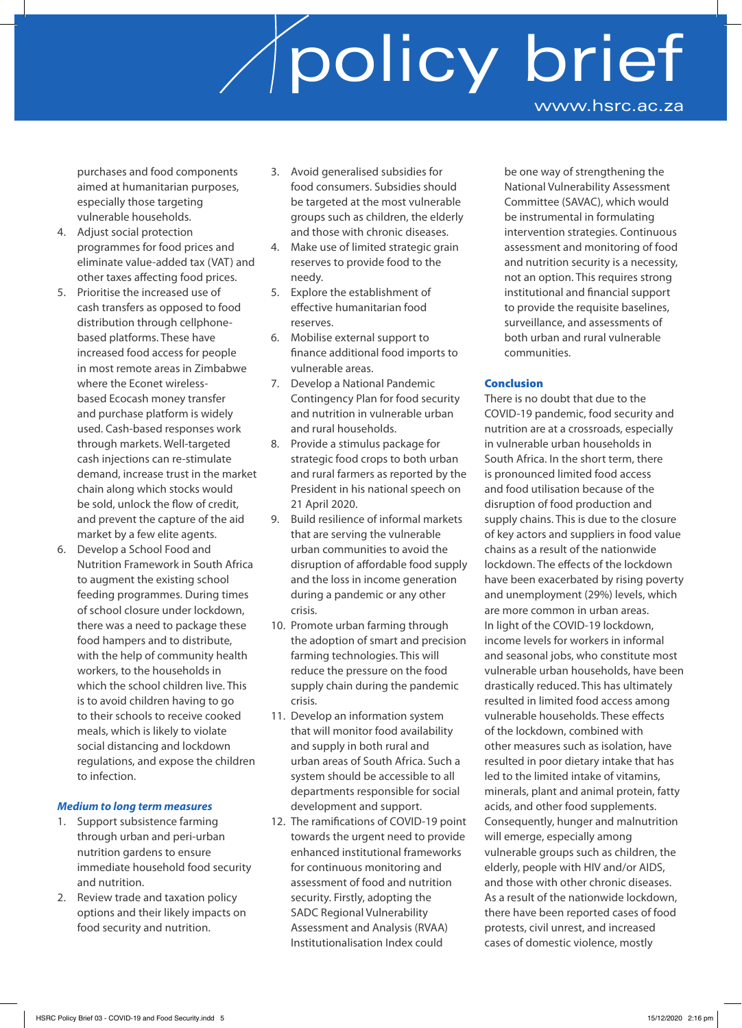purchases and food components aimed at humanitarian purposes, especially those targeting vulnerable households.

4. Adjust social protection programmes for food prices and eliminate value-added tax (VAT) and other taxes affecting food prices.
5. Prioritise the increased use of cash transfers as opposed to food distribution through cellphone-based platforms. These have increased food access for people in most remote areas in Zimbabwe where the Econet wireless-based Ecocash money transfer and purchase platform is widely used. Cash-based responses work through markets. Well-targeted cash injections can re-stimulate demand, increase trust in the market chain along which stocks would be sold, unlock the flow of credit, and prevent the capture of the aid market by a few elite agents.
6. Develop a School Food and Nutrition Framework in South Africa to augment the existing school feeding programmes. During times of school closure under lockdown, there was a need to package these food hampers and to distribute, with the help of community health workers, to the households in which the school children live. This is to avoid children having to go to their schools to receive cooked meals, which is likely to violate social distancing and lockdown regulations, and expose the children to infection.

### *Medium to long term measures*

1. Support subsistence farming through urban and peri-urban nutrition gardens to ensure immediate household food security and nutrition.
2. Review trade and taxation policy options and their likely impacts on food security and nutrition.
3. Avoid generalised subsidies for food consumers. Subsidies should be targeted at the most vulnerable groups such as children, the elderly and those with chronic diseases.
4. Make use of limited strategic grain reserves to provide food to the needy.
5. Explore the establishment of effective humanitarian food reserves.
6. Mobilise external support to finance additional food imports to vulnerable areas.
7. Develop a National Pandemic Contingency Plan for food security and nutrition in vulnerable urban and rural households.
8. Provide a stimulus package for strategic food crops to both urban and rural farmers as reported by the President in his national speech on 21 April 2020.
9. Build resilience of informal markets that are serving the vulnerable urban communities to avoid the disruption of affordable food supply and the loss in income generation during a pandemic or any other crisis.
10. Promote urban farming through the adoption of smart and precision farming technologies. This will reduce the pressure on the food supply chain during the pandemic crisis.
11. Develop an information system that will monitor food availability and supply in both rural and urban areas of South Africa. Such a system should be accessible to all departments responsible for social development and support.
12. The ramifications of COVID-19 point towards the urgent need to provide enhanced institutional frameworks for continuous monitoring and assessment of food and nutrition security. Firstly, adopting the SADC Regional Vulnerability Assessment and Analysis (RVAA) Institutionalisation Index could be one way of strengthening the National Vulnerability Assessment Committee (SAVAC), which would be instrumental in formulating intervention strategies. Continuous assessment and monitoring of food and nutrition security is a necessity, not an option. This requires strong institutional and financial support to provide the requisite baselines, surveillance, and assessments of both urban and rural vulnerable communities.

## Conclusion

There is no doubt that due to the COVID-19 pandemic, food security and nutrition are at a crossroads, especially in vulnerable urban households in South Africa. In the short term, there is pronounced limited food access and food utilisation because of the disruption of food production and supply chains. This is due to the closure of key actors and suppliers in food value chains as a result of the nationwide lockdown. The effects of the lockdown have been exacerbated by rising poverty and unemployment (29%) levels, which are more common in urban areas.

In light of the COVID-19 lockdown, income levels for workers in informal and seasonal jobs, who constitute most vulnerable urban households, have been drastically reduced. This has ultimately resulted in limited food access among vulnerable households. These effects of the lockdown, combined with other measures such as isolation, have resulted in poor dietary intake that has led to the limited intake of vitamins, minerals, plant and animal protein, fatty acids, and other food supplements. Consequently, hunger and malnutrition will emerge, especially among vulnerable groups such as children, the elderly, people with HIV and/or AIDS, and those with other chronic diseases. As a result of the nationwide lockdown, there have been reported cases of food protests, civil unrest, and increased cases of domestic violence, mostly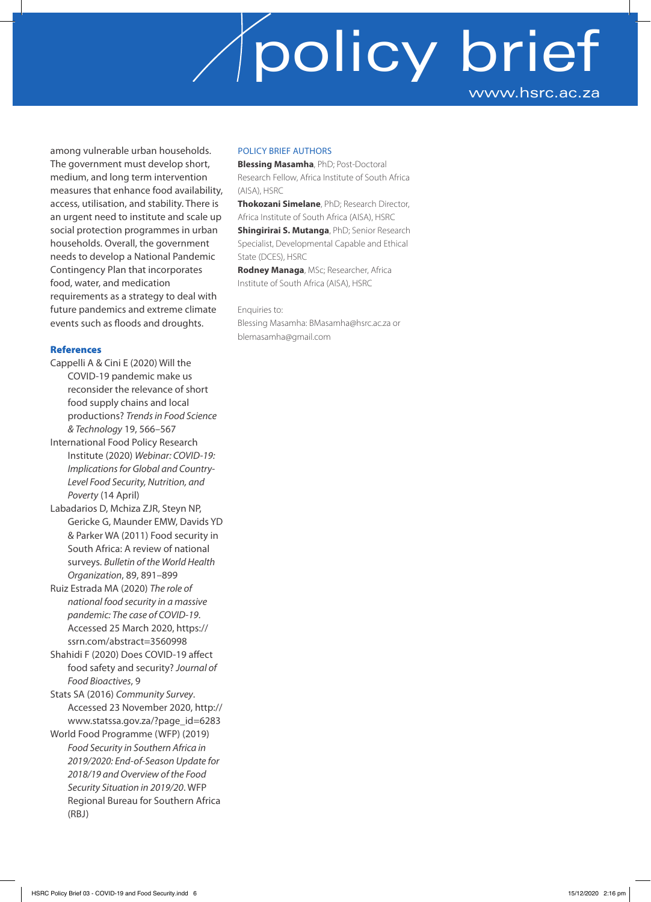among vulnerable urban households. The government must develop short, medium, and long term intervention measures that enhance food availability, access, utilisation, and stability. There is an urgent need to institute and scale up social protection programmes in urban households. Overall, the government needs to develop a National Pandemic Contingency Plan that incorporates food, water, and medication requirements as a strategy to deal with future pandemics and extreme climate events such as floods and droughts.

## References

Cappelli A & Cini E (2020) Will the COVID-19 pandemic make us reconsider the relevance of short food supply chains and local productions? *Trends in Food Science & Technology* 19, 566–567

International Food Policy Research Institute (2020) *Webinar: COVID-19: Implications for Global and Country-Level Food Security, Nutrition, and Poverty* (14 April)

Labadarios D, Mchiza ZJR, Steyn NP, Gericke G, Maunder EMW, Davids YD & Parker WA (2011) Food security in South Africa: A review of national surveys. *Bulletin of the World Health Organization*, 89, 891–899

Ruiz Estrada MA (2020) *The role of national food security in a massive pandemic: The case of COVID-19*. Accessed 25 March 2020, https://ssrn.com/abstract=3560998

Shahidi F (2020) Does COVID-19 affect food safety and security? *Journal of Food Bioactives*, 9

Stats SA (2016) *Community Survey*. Accessed 23 November 2020, http://www.statssa.gov.za/?page_id=6283

World Food Programme (WFP) (2019) *Food Security in Southern Africa in 2019/2020: End-of-Season Update for 2018/19 and Overview of the Food Security Situation in 2019/20*. WFP Regional Bureau for Southern Africa (RBJ)

POLICY BRIEF AUTHORS

**Blessing Masamha**, PhD; Post-Doctoral Research Fellow, Africa Institute of South Africa (AISA), HSRC

**Thokozani Simelane**, PhD; Research Director, Africa Institute of South Africa (AISA), HSRC

**Shingirirai S. Mutanga**, PhD; Senior Research Specialist, Developmental Capable and Ethical State (DCES), HSRC

**Rodney Managa**, MSc; Researcher, Africa Institute of South Africa (AISA), HSRC

Enquiries to:
Blessing Masamha: BMasamha@hsrc.ac.za or blemasamha@gmail.com